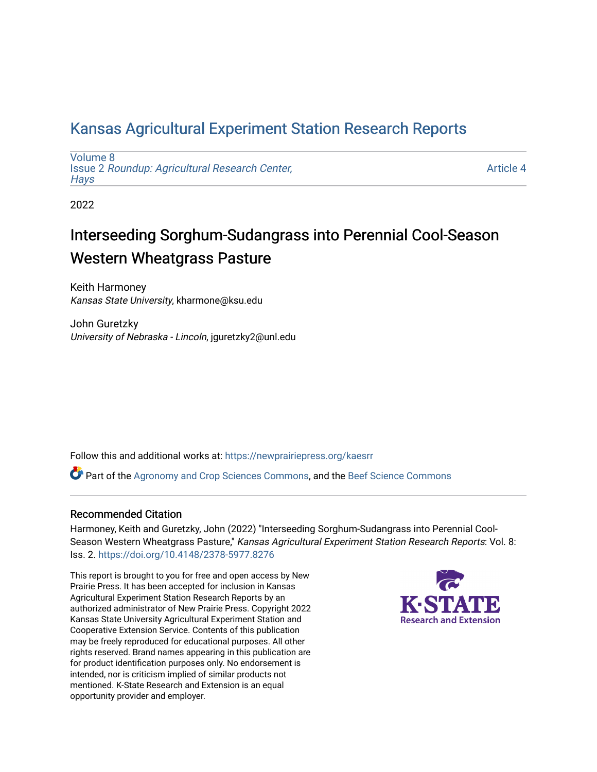Kansas Agricultural Experiment Station Research Reports

Volume 8
Issue 2 *Roundup: Agricultural Research Center, Hays*

Article 4

2022

# Interseeding Sorghum-Sudangrass into Perennial Cool-Season Western Wheatgrass Pasture

Keith Harmoney
*Kansas State University*, kharmone@ksu.edu

John Guretzky
*University of Nebraska - Lincoln*, jguretzky2@unl.edu

Follow this and additional works at: https://newprairiepress.org/kaesrr

Part of the Agronomy and Crop Sciences Commons, and the Beef Science Commons

## Recommended Citation

Harmoney, Keith and Guretzky, John (2022) "Interseeding Sorghum-Sudangrass into Perennial Cool-Season Western Wheatgrass Pasture," *Kansas Agricultural Experiment Station Research Reports*: Vol. 8: Iss. 2. https://doi.org/10.4148/2378-5977.8276

This report is brought to you for free and open access by New Prairie Press. It has been accepted for inclusion in Kansas Agricultural Experiment Station Research Reports by an authorized administrator of New Prairie Press. Copyright 2022 Kansas State University Agricultural Experiment Station and Cooperative Extension Service. Contents of this publication may be freely reproduced for educational purposes. All other rights reserved. Brand names appearing in this publication are for product identification purposes only. No endorsement is intended, nor is criticism implied of similar products not mentioned. K-State Research and Extension is an equal opportunity provider and employer.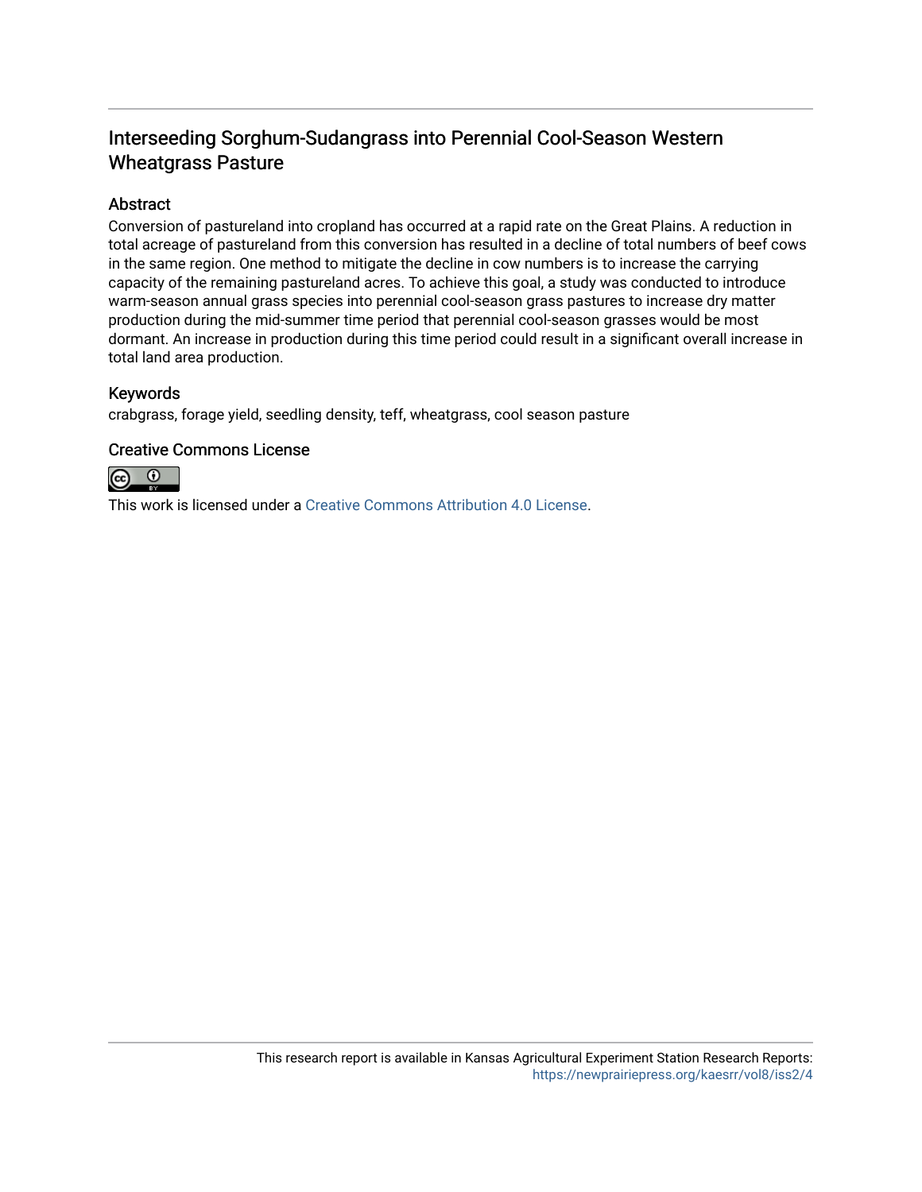## Interseeding Sorghum-Sudangrass into Perennial Cool-Season Western Wheatgrass Pasture

### Abstract

Conversion of pastureland into cropland has occurred at a rapid rate on the Great Plains. A reduction in total acreage of pastureland from this conversion has resulted in a decline of total numbers of beef cows in the same region. One method to mitigate the decline in cow numbers is to increase the carrying capacity of the remaining pastureland acres. To achieve this goal, a study was conducted to introduce warm-season annual grass species into perennial cool-season grass pastures to increase dry matter production during the mid-summer time period that perennial cool-season grasses would be most dormant. An increase in production during this time period could result in a significant overall increase in total land area production.

### Keywords

crabgrass, forage yield, seedling density, teff, wheatgrass, cool season pasture

### Creative Commons License

This work is licensed under a Creative Commons Attribution 4.0 License.

This research report is available in Kansas Agricultural Experiment Station Research Reports: https://newprairiepress.org/kaesrr/vol8/iss2/4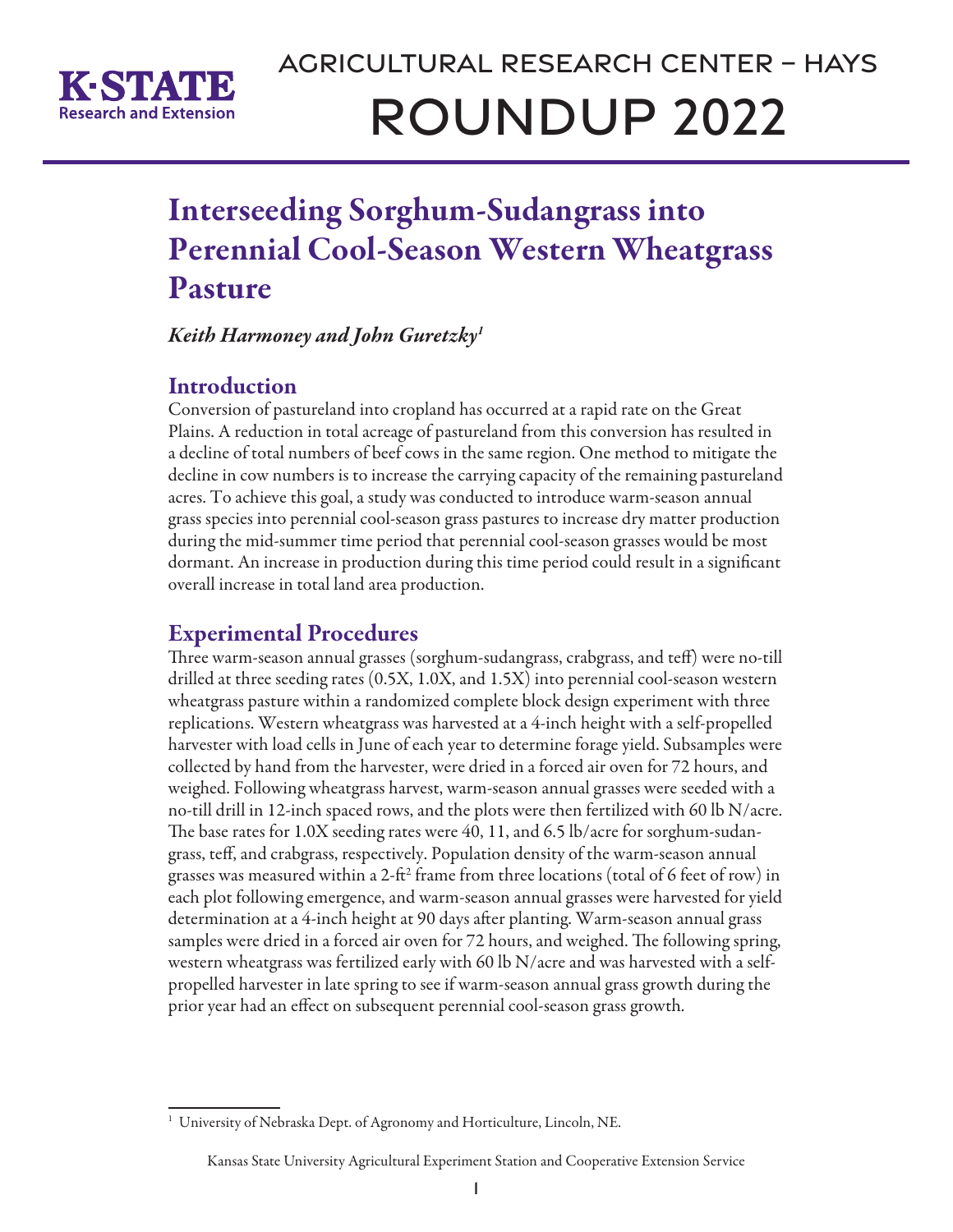# Interseeding Sorghum-Sudangrass into Perennial Cool-Season Western Wheatgrass Pasture

*Keith Harmoney and John Guretzky*[1]

## Introduction

Conversion of pastureland into cropland has occurred at a rapid rate on the Great Plains. A reduction in total acreage of pastureland from this conversion has resulted in a decline of total numbers of beef cows in the same region. One method to mitigate the decline in cow numbers is to increase the carrying capacity of the remaining pastureland acres. To achieve this goal, a study was conducted to introduce warm-season annual grass species into perennial cool-season grass pastures to increase dry matter production during the mid-summer time period that perennial cool-season grasses would be most dormant. An increase in production during this time period could result in a significant overall increase in total land area production.

## Experimental Procedures

Three warm-season annual grasses (sorghum-sudangrass, crabgrass, and teff) were no-till drilled at three seeding rates (0.5X, 1.0X, and 1.5X) into perennial cool-season western wheatgrass pasture within a randomized complete block design experiment with three replications. Western wheatgrass was harvested at a 4-inch height with a self-propelled harvester with load cells in June of each year to determine forage yield. Subsamples were collected by hand from the harvester, were dried in a forced air oven for 72 hours, and weighed. Following wheatgrass harvest, warm-season annual grasses were seeded with a no-till drill in 12-inch spaced rows, and the plots were then fertilized with 60 lb N/acre. The base rates for 1.0X seeding rates were 40, 11, and 6.5 lb/acre for sorghum-sudangrass, teff, and crabgrass, respectively. Population density of the warm-season annual grasses was measured within a 2-ft$^2$ frame from three locations (total of 6 feet of row) in each plot following emergence, and warm-season annual grasses were harvested for yield determination at a 4-inch height at 90 days after planting. Warm-season annual grass samples were dried in a forced air oven for 72 hours, and weighed. The following spring, western wheatgrass was fertilized early with 60 lb N/acre and was harvested with a self-propelled harvester in late spring to see if warm-season annual grass growth during the prior year had an effect on subsequent perennial cool-season grass growth.

[1] University of Nebraska Dept. of Agronomy and Horticulture, Lincoln, NE.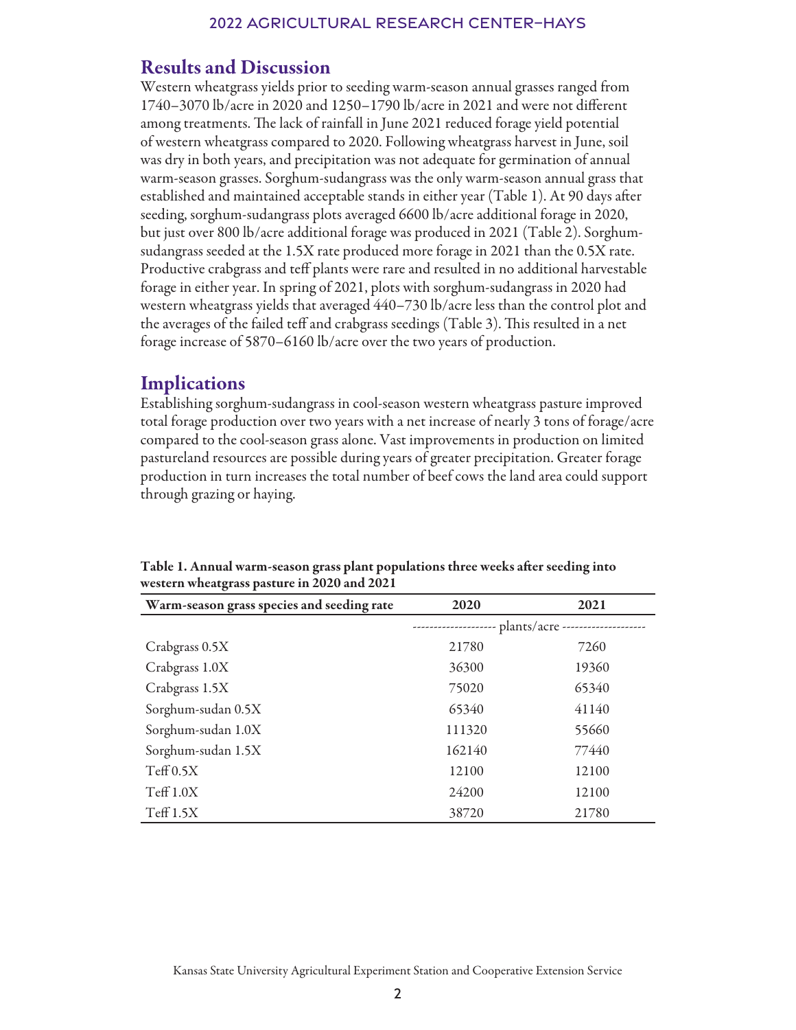## Results and Discussion

Western wheatgrass yields prior to seeding warm-season annual grasses ranged from 1740–3070 lb/acre in 2020 and 1250–1790 lb/acre in 2021 and were not different among treatments. The lack of rainfall in June 2021 reduced forage yield potential of western wheatgrass compared to 2020. Following wheatgrass harvest in June, soil was dry in both years, and precipitation was not adequate for germination of annual warm-season grasses. Sorghum-sudangrass was the only warm-season annual grass that established and maintained acceptable stands in either year (Table 1). At 90 days after seeding, sorghum-sudangrass plots averaged 6600 lb/acre additional forage in 2020, but just over 800 lb/acre additional forage was produced in 2021 (Table 2). Sorghum-sudangrass seeded at the 1.5X rate produced more forage in 2021 than the 0.5X rate. Productive crabgrass and teff plants were rare and resulted in no additional harvestable forage in either year. In spring of 2021, plots with sorghum-sudangrass in 2020 had western wheatgrass yields that averaged 440–730 lb/acre less than the control plot and the averages of the failed teff and crabgrass seedings (Table 3). This resulted in a net forage increase of 5870–6160 lb/acre over the two years of production.

## Implications

Establishing sorghum-sudangrass in cool-season western wheatgrass pasture improved total forage production over two years with a net increase of nearly 3 tons of forage/acre compared to the cool-season grass alone. Vast improvements in production on limited pastureland resources are possible during years of greater precipitation. Greater forage production in turn increases the total number of beef cows the land area could support through grazing or haying.

**Table 1. Annual warm-season grass plant populations three weeks after seeding into western wheatgrass pasture in 2020 and 2021**

| Warm-season grass species and seeding rate | 2020 | 2021 |
|---|---|---|
| | plants/acre | |
| Crabgrass 0.5X | 21780 | 7260 |
| Crabgrass 1.0X | 36300 | 19360 |
| Crabgrass 1.5X | 75020 | 65340 |
| Sorghum-sudan 0.5X | 65340 | 41140 |
| Sorghum-sudan 1.0X | 111320 | 55660 |
| Sorghum-sudan 1.5X | 162140 | 77440 |
| Teff 0.5X | 12100 | 12100 |
| Teff 1.0X | 24200 | 12100 |
| Teff 1.5X | 38720 | 21780 |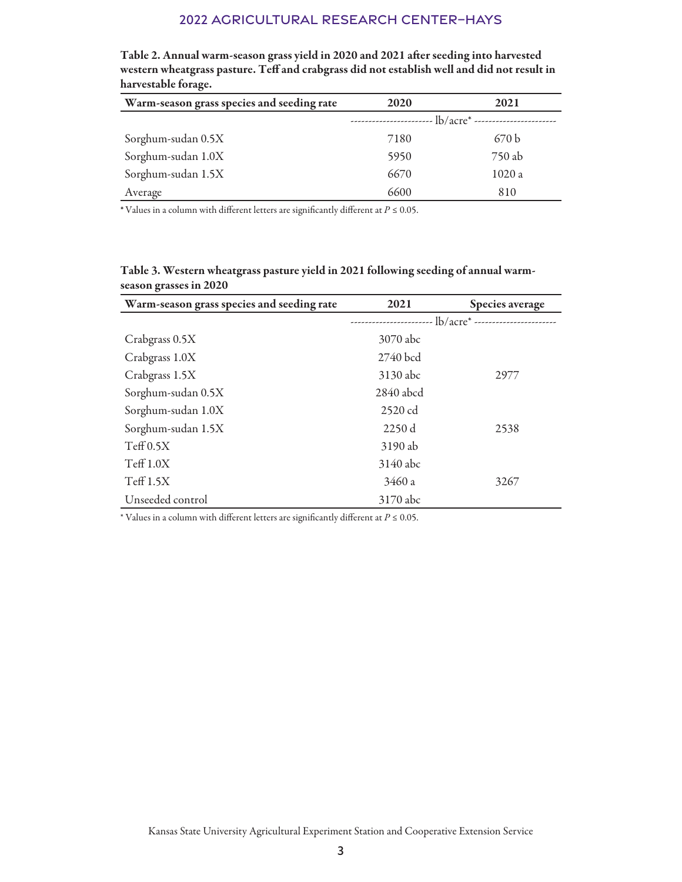**Table 2. Annual warm-season grass yield in 2020 and 2021 after seeding into harvested western wheatgrass pasture. Teff and crabgrass did not establish well and did not result in harvestable forage.**

| Warm-season grass species and seeding rate | 2020 | 2021 |
|---|---|---|
| | lb/acre* | |
| Sorghum-sudan 0.5X | 7180 | 670 b |
| Sorghum-sudan 1.0X | 5950 | 750 ab |
| Sorghum-sudan 1.5X | 6670 | 1020 a |
| Average | 6600 | 810 |

\* Values in a column with different letters are significantly different at $P \leq 0.05$.

**Table 3. Western wheatgrass pasture yield in 2021 following seeding of annual warm-season grasses in 2020**

| Warm-season grass species and seeding rate | 2021 | Species average |
|---|---|---|
| | lb/acre* | |
| Crabgrass 0.5X | 3070 abc | |
| Crabgrass 1.0X | 2740 bcd | |
| Crabgrass 1.5X | 3130 abc | 2977 |
| Sorghum-sudan 0.5X | 2840 abcd | |
| Sorghum-sudan 1.0X | 2520 cd | |
| Sorghum-sudan 1.5X | 2250 d | 2538 |
| Teff 0.5X | 3190 ab | |
| Teff 1.0X | 3140 abc | |
| Teff 1.5X | 3460 a | 3267 |
| Unseeded control | 3170 abc | |

\* Values in a column with different letters are significantly different at $P \leq 0.05$.